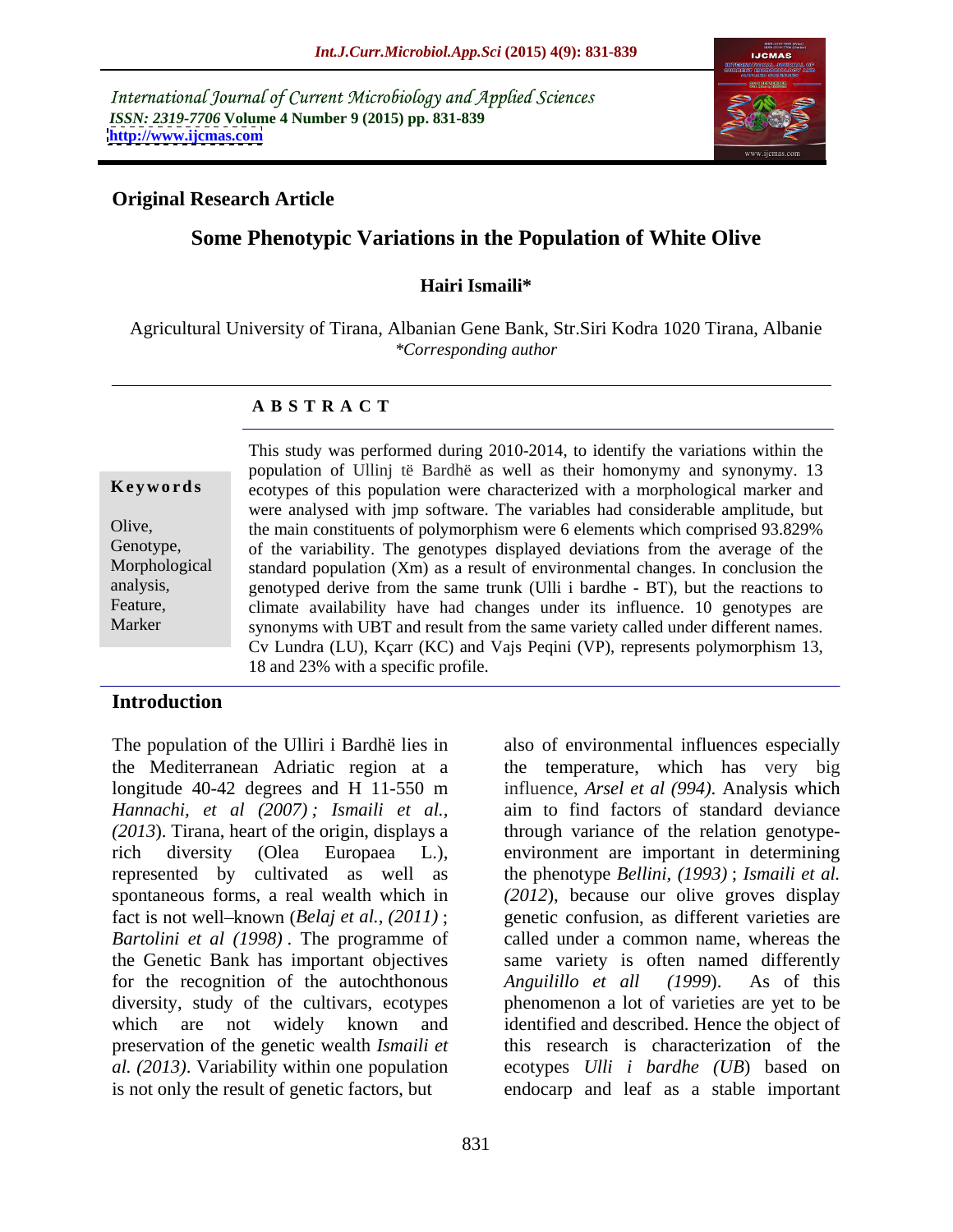*International Journal of Current Microbiology and Applied Sciences*
*ISSN: 2319-7706* **Volume 4 Number 9 (2015) pp. 831-839**
**http://www.ijcmas.com**

**Original Research Article**

# Some Phenotypic Variations in the Population of White Olive

**Hairi Ismaili***

Agricultural University of Tirana, Albanian Gene Bank, Str.Siri Kodra 1020 Tirana, Albanie
*Corresponding author*

## A B S T R A C T

**Keywords**

Olive, Genotype, Morphological analysis, Feature, Marker

This study was performed during 2010-2014, to identify the variations within the population of Ullinj të Bardhë as well as their homonymy and synonymy. 13 ecotypes of this population were characterized with a morphological marker and were analysed with jmp software. The variables had considerable amplitude, but the main constituents of polymorphism were 6 elements which comprised 93.829% of the variability. The genotypes displayed deviations from the average of the standard population (Xm) as a result of environmental changes. In conclusion the genotyped derive from the same trunk (Ulli i bardhe - BT), but the reactions to climate availability have had changes under its influence. 10 genotypes are synonyms with UBT and result from the same variety called under different names. Cv Lundra (LU), Kçarr (KC) and Vajs Peqini (VP), represents polymorphism 13, 18 and 23% with a specific profile.

## Introduction

The population of the Ulliri i Bardhë lies in the Mediterranean Adriatic region at a longitude 40-42 degrees and H 11-550 m *Hannachi, et al (2007)*; *Ismaili et al., (2013*). Tirana, heart of the origin, displays a rich diversity (Olea Europaea L.), represented by cultivated as well as spontaneous forms, a real wealth which in fact is not well–known (*Belaj et al., (2011)*; *Bartolini et al (1998)*. The programme of the Genetic Bank has important objectives for the recognition of the autochthonous diversity, study of the cultivars, ecotypes which are not widely known and preservation of the genetic wealth *Ismaili et al. (2013)*. Variability within one population is not only the result of genetic factors, but also of environmental influences especially the temperature, which has very big influence, *Arsel et al (994)*. Analysis which aim to find factors of standard deviance through variance of the relation genotype-environment are important in determining the phenotype *Bellini, (1993)*; *Ismaili et al. (2012*), because our olive groves display genetic confusion, as different varieties are called under a common name, whereas the same variety is often named differently *Anguilillo et all (1999*). As of this phenomenon a lot of varieties are yet to be identified and described. Hence the object of this research is characterization of the ecotypes *Ulli i bardhe (UB*) based on endocarp and leaf as a stable important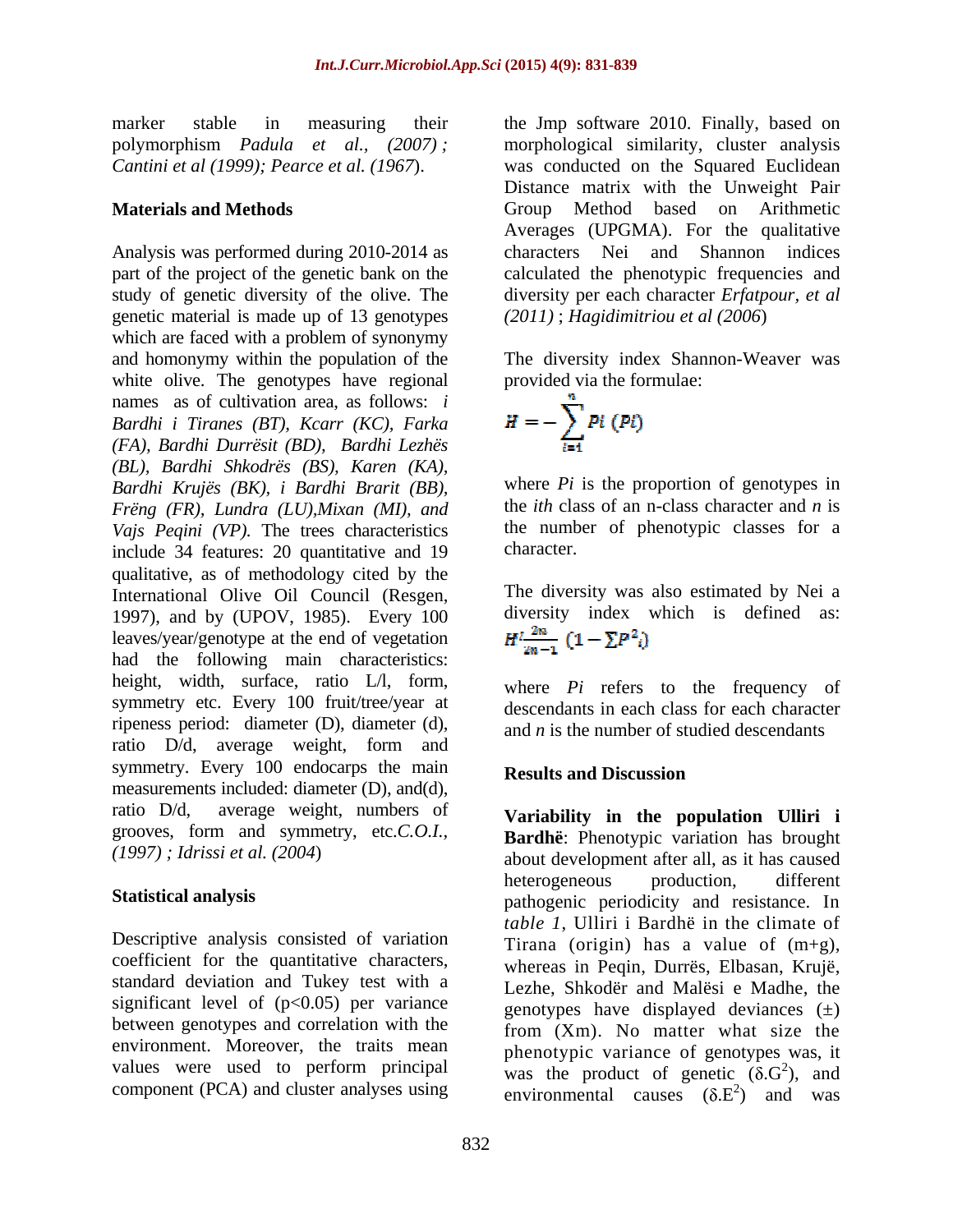marker stable in measuring their polymorphism *Padula et al., (2007) ; Cantini et al (1999); Pearce et al. (1967*).

## Materials and Methods

Analysis was performed during 2010-2014 as part of the project of the genetic bank on the study of genetic diversity of the olive. The genetic material is made up of 13 genotypes which are faced with a problem of synonymy and homonymy within the population of the white olive. The genotypes have regional names as of cultivation area, as follows: *i Bardhi i Tiranes (BT), Kcarr (KC), Farka (FA), Bardhi Durrësit (BD), Bardhi Lezhës (BL), Bardhi Shkodrës (BS), Karen (KA), Bardhi Krujës (BK), i Bardhi Brarit (BB), Frëng (FR), Lundra (LU),Mixan (MI), and Vajs Peqini (VP).* The trees characteristics include 34 features: 20 quantitative and 19 qualitative, as of methodology cited by the International Olive Oil Council (Resgen, 1997), and by (UPOV, 1985). Every 100 leaves/year/genotype at the end of vegetation had the following main characteristics: height, width, surface, ratio L/l, form, symmetry etc. Every 100 fruit/tree/year at ripeness period: diameter (D), diameter (d), ratio D/d, average weight, form and symmetry. Every 100 endocarps the main measurements included: diameter (D), and(d), ratio D/d, average weight, numbers of grooves, form and symmetry, etc.*C.O.I., (1997) ; Idrissi et al. (2004*)

## Statistical analysis

Descriptive analysis consisted of variation coefficient for the quantitative characters, standard deviation and Tukey test with a significant level of ($p<0.05$) per variance between genotypes and correlation with the environment. Moreover, the traits mean values were used to perform principal component (PCA) and cluster analyses using the Jmp software 2010. Finally, based on morphological similarity, cluster analysis was conducted on the Squared Euclidean Distance matrix with the Unweight Pair Group Method based on Arithmetic Averages (UPGMA). For the qualitative characters Nei and Shannon indices calculated the phenotypic frequencies and diversity per each character *Erfatpour, et al (2011)* ; *Hagidimitriou et al (2006*)

The diversity index Shannon-Weaver was provided via the formulae:

$$H = -\sum_{i=1}^{n} Pi\ (Pi)$$

where *Pi* is the proportion of genotypes in the *ith* class of an n-class character and *n* is the number of phenotypic classes for a character.

The diversity was also estimated by Nei a diversity index which is defined as: $H' \frac{2n}{2n-1}\left(1-\sum P^2_i\right)$

where *Pi* refers to the frequency of descendants in each class for each character and *n* is the number of studied descendants

## Results and Discussion

**Variability in the population Ulliri i Bardhë**: Phenotypic variation has brought about development after all, as it has caused heterogeneous production, different pathogenic periodicity and resistance. In *table 1*, Ulliri i Bardhë in the climate of Tirana (origin) has a value of (m+g), whereas in Peqin, Durrës, Elbasan, Krujë, Lezhe, Shkodër and Malësi e Madhe, the genotypes have displayed deviances (±) from (Xm). No matter what size the phenotypic variance of genotypes was, it was the product of genetic ($\delta.G^2$), and environmental causes ($\delta.E^2$) and was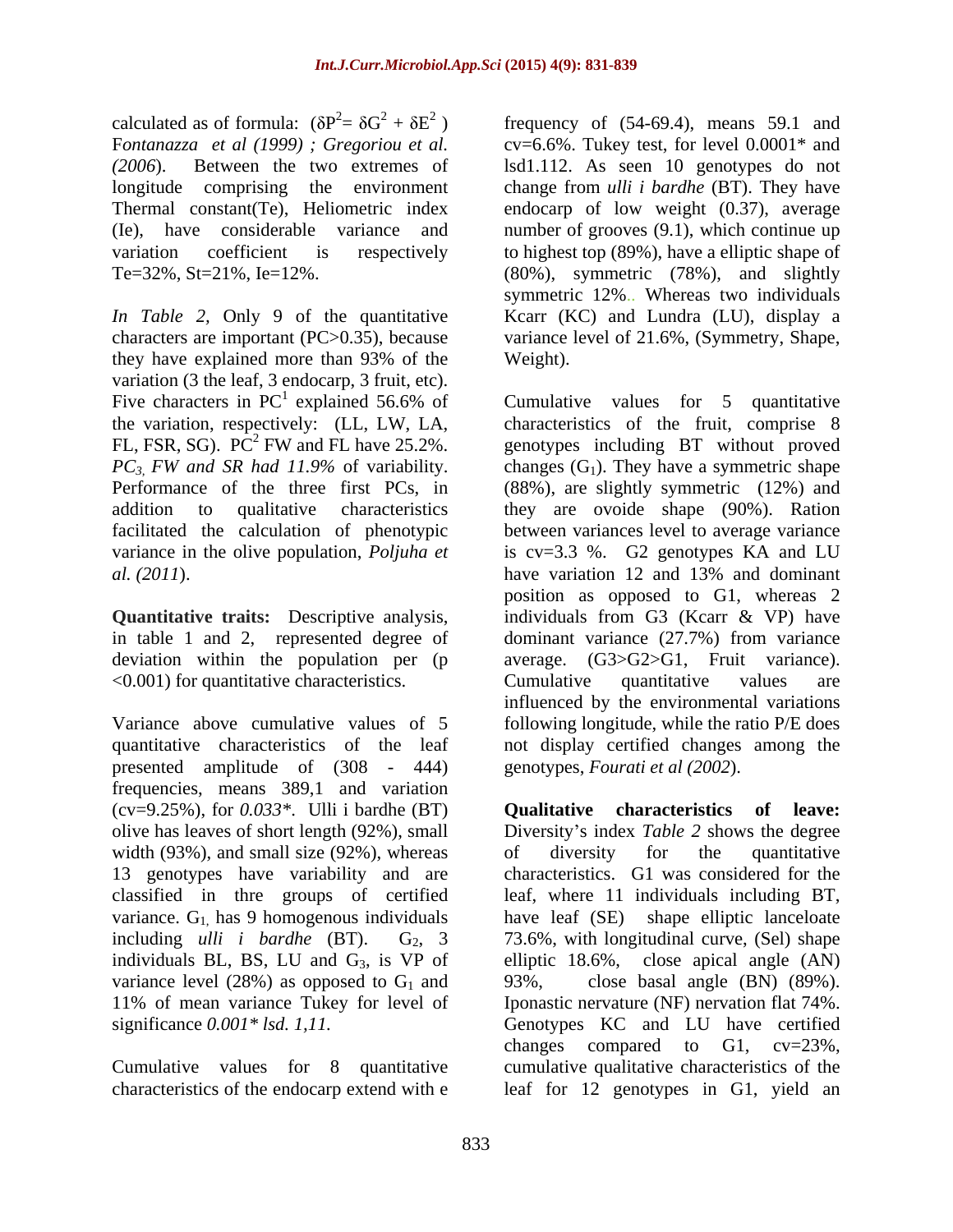calculated as of formula: ($\delta P^2 = \delta G^2 + \delta E^2$) F*ontanazza et al (1999) ; Gregoriou et al. (2006*). Between the two extremes of longitude comprising the environment Thermal constant(Te), Heliometric index (Ie), have considerable variance and variation coefficient is respectively Te=32%, St=21%, Ie=12%.

*In Table 2,* Only 9 of the quantitative characters are important (PC>0.35), because they have explained more than 93% of the variation (3 the leaf, 3 endocarp, 3 fruit, etc). Five characters in $PC^1$ explained 56.6% of the variation, respectively: (LL, LW, LA, FL, FSR, SG). $PC^2$ FW and FL have 25.2%. *$PC_3$, FW and SR had 11.9%* of variability. Performance of the three first PCs, in addition to qualitative characteristics facilitated the calculation of phenotypic variance in the olive population, *Poljuha et al. (2011*).

**Quantitative traits:** Descriptive analysis, in table 1 and 2, represented degree of deviation within the population per (p <0.001) for quantitative characteristics.

Variance above cumulative values of 5 quantitative characteristics of the leaf presented amplitude of (308 - 444) frequencies, means 389,1 and variation (cv=9.25%), for *0.033\**. Ulli i bardhe (BT) olive has leaves of short length (92%), small width (93%), and small size (92%), whereas 13 genotypes have variability and are classified in thre groups of certified variance. $G_1$, has 9 homogenous individuals including *ulli i bardhe* (BT). $G_2$, 3 individuals BL, BS, LU and $G_3$, is VP of variance level (28%) as opposed to $G_1$ and 11% of mean variance Tukey for level of significance *0.001\* lsd. 1,11.*

Cumulative values for 8 quantitative characteristics of the endocarp extend with e frequency of (54-69.4), means 59.1 and cv=6.6%. Tukey test, for level 0.0001\* and lsd1.112. As seen 10 genotypes do not change from *ulli i bardhe* (BT). They have endocarp of low weight (0.37), average number of grooves (9.1), which continue up to highest top (89%), have a elliptic shape of (80%), symmetric (78%), and slightly symmetric 12%.. Whereas two individuals Kcarr (KC) and Lundra (LU), display a variance level of 21.6%, (Symmetry, Shape, Weight).

Cumulative values for 5 quantitative characteristics of the fruit, comprise 8 genotypes including BT without proved changes ($G_1$). They have a symmetric shape (88%), are slightly symmetric (12%) and they are ovoide shape (90%). Ration between variances level to average variance is cv=3.3 %. G2 genotypes KA and LU have variation 12 and 13% and dominant position as opposed to G1, whereas 2 individuals from G3 (Kcarr & VP) have dominant variance (27.7%) from variance average. (G3>G2>G1, Fruit variance). Cumulative quantitative values are influenced by the environmental variations following longitude, while the ratio P/E does not display certified changes among the genotypes, *Fourati et al (2002*).

**Qualitative characteristics of leave:** Diversity's index *Table 2* shows the degree of diversity for the quantitative characteristics. G1 was considered for the leaf, where 11 individuals including BT, have leaf (SE) shape elliptic lanceloate 73.6%, with longitudinal curve, (Sel) shape elliptic 18.6%, close apical angle (AN) 93%, close basal angle (BN) (89%). Iponastic nervature (NF) nervation flat 74%. Genotypes KC and LU have certified changes compared to G1, cv=23%, cumulative qualitative characteristics of the leaf for 12 genotypes in G1, yield an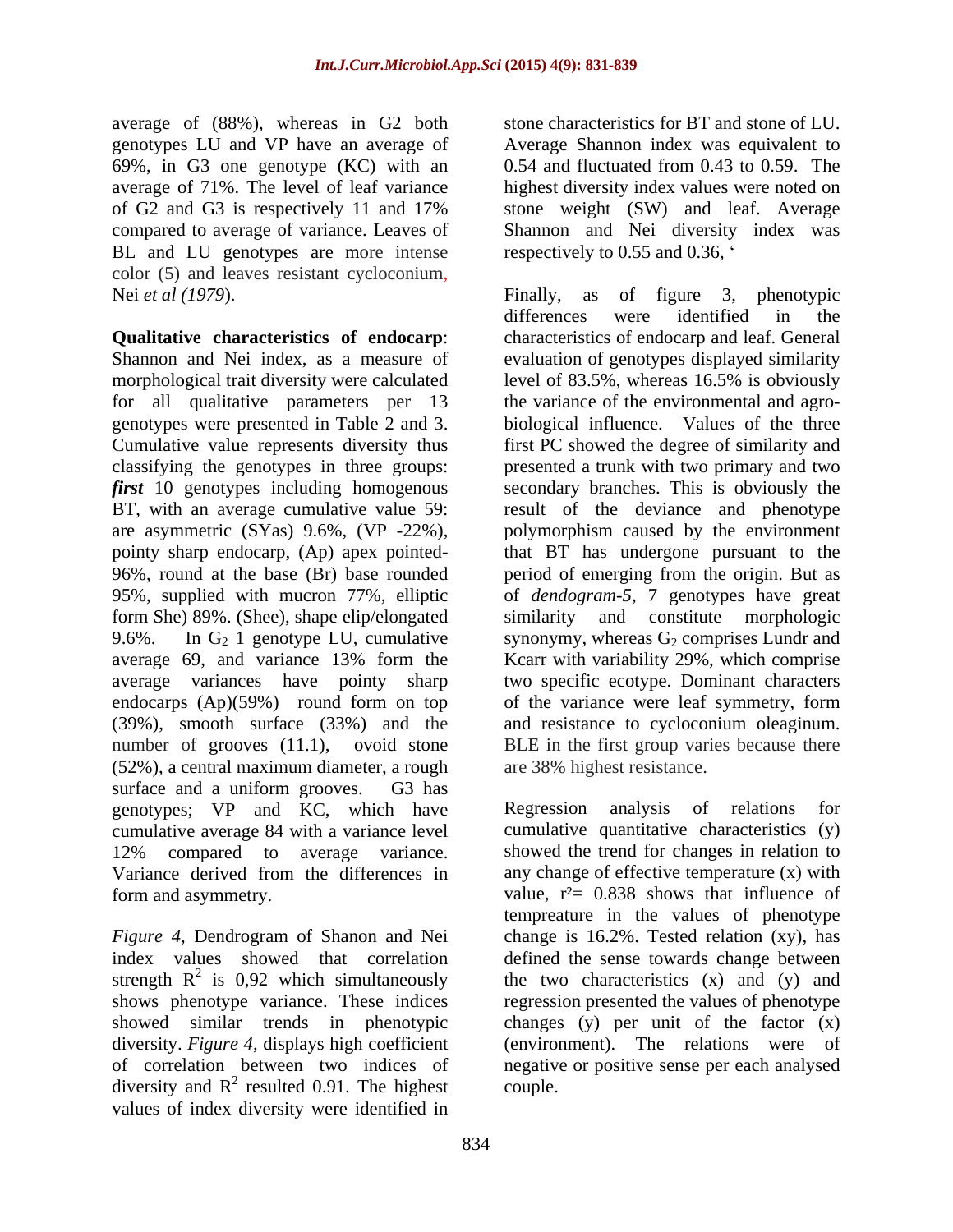average of (88%), whereas in G2 both genotypes LU and VP have an average of 69%, in G3 one genotype (KC) with an average of 71%. The level of leaf variance of G2 and G3 is respectively 11 and 17% compared to average of variance. Leaves of BL and LU genotypes are more intense color (5) and leaves resistant cycloconium, Nei *et al (1979*).

**Qualitative characteristics of endocarp**: Shannon and Nei index, as a measure of morphological trait diversity were calculated for all qualitative parameters per 13 genotypes were presented in Table 2 and 3. Cumulative value represents diversity thus classifying the genotypes in three groups: ***first*** 10 genotypes including homogenous BT, with an average cumulative value 59: are asymmetric (SYas) 9.6%, (VP -22%), pointy sharp endocarp, (Ap) apex pointed- 96%, round at the base (Br) base rounded 95%, supplied with mucron 77%, elliptic form She) 89%. (Shee), shape elip/elongated 9.6%. In $G_2$ 1 genotype LU, cumulative average 69, and variance 13% form the average variances have pointy sharp endocarps (Ap)(59%) round form on top (39%), smooth surface (33%) and the number of grooves (11.1), ovoid stone (52%), a central maximum diameter, a rough surface and a uniform grooves. G3 has genotypes; VP and KC, which have cumulative average 84 with a variance level 12% compared to average variance. Variance derived from the differences in form and asymmetry.

*Figure 4*, Dendrogram of Shanon and Nei index values showed that correlation strength $R^2$ is 0,92 which simultaneously shows phenotype variance. These indices showed similar trends in phenotypic diversity. *Figure 4*, displays high coefficient of correlation between two indices of diversity and $R^2$ resulted 0.91. The highest values of index diversity were identified in stone characteristics for BT and stone of LU. Average Shannon index was equivalent to 0.54 and fluctuated from 0.43 to 0.59. The highest diversity index values were noted on stone weight (SW) and leaf. Average Shannon and Nei diversity index was respectively to 0.55 and 0.36, '

Finally, as of figure 3, phenotypic differences were identified in the characteristics of endocarp and leaf. General evaluation of genotypes displayed similarity level of 83.5%, whereas 16.5% is obviously the variance of the environmental and agro-biological influence. Values of the three first PC showed the degree of similarity and presented a trunk with two primary and two secondary branches. This is obviously the result of the deviance and phenotype polymorphism caused by the environment that BT has undergone pursuant to the period of emerging from the origin. But as of *dendogram-5*, 7 genotypes have great similarity and constitute morphologic synonymy, whereas $G_2$ comprises Lundr and Kcarr with variability 29%, which comprise two specific ecotype. Dominant characters of the variance were leaf symmetry, form and resistance to cycloconium oleaginum. BLE in the first group varies because there are 38% highest resistance.

Regression analysis of relations for cumulative quantitative characteristics (y) showed the trend for changes in relation to any change of effective temperature (x) with value, $r^2= 0.838$ shows that influence of tempreature in the values of phenotype change is 16.2%. Tested relation (xy), has defined the sense towards change between the two characteristics (x) and (y) and regression presented the values of phenotype changes (y) per unit of the factor (x) (environment). The relations were of negative or positive sense per each analysed couple.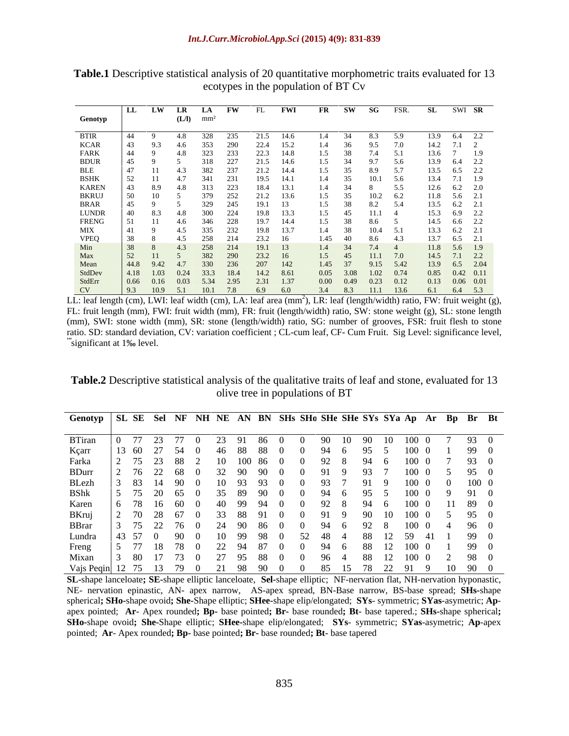**Table.1** Descriptive statistical analysis of 20 quantitative morphometric traits evaluated for 13 ecotypes in the population of BT Cv

| Genotyp | LL | LW | LR (L/l) | LA mm² | FW | FL | FWI | FR | SW | SG | FSR. | SL | SWI | SR |
|---|---|---|---|---|---|---|---|---|---|---|---|---|---|---|
| BTIR | 44 | 9 | 4.8 | 328 | 235 | 21.5 | 14.6 | 1.4 | 34 | 8.3 | 5.9 | 13.9 | 6.4 | 2.2 |
| KCAR | 43 | 9.3 | 4.6 | 353 | 290 | 22.4 | 15.2 | 1.4 | 36 | 9.5 | 7.0 | 14.2 | 7.1 | 2 |
| FARK | 44 | 9 | 4.8 | 323 | 233 | 22.3 | 14.8 | 1.5 | 38 | 7.4 | 5.1 | 13.6 | 7 | 1.9 |
| BDUR | 45 | 9 | 5 | 318 | 227 | 21.5 | 14.6 | 1.5 | 34 | 9.7 | 5.6 | 13.9 | 6.4 | 2.2 |
| BLE | 47 | 11 | 4.3 | 382 | 237 | 21.2 | 14.4 | 1.5 | 35 | 8.9 | 5.7 | 13.5 | 6.5 | 2.2 |
| BSHK | 52 | 11 | 4.7 | 341 | 231 | 19.5 | 14.1 | 1.4 | 35 | 10.1 | 5.6 | 13.4 | 7.1 | 1.9 |
| KAREN | 43 | 8.9 | 4.8 | 313 | 223 | 18.4 | 13.1 | 1.4 | 34 | 8 | 5.5 | 12.6 | 6.2 | 2.0 |
| BKRUJ | 50 | 10 | 5 | 379 | 252 | 21.2 | 13.6 | 1.5 | 35 | 10.2 | 6.2 | 11.8 | 5.6 | 2.1 |
| BRAR | 45 | 9 | 5 | 329 | 245 | 19.1 | 13 | 1.5 | 38 | 8.2 | 5.4 | 13.5 | 6.2 | 2.1 |
| LUNDR | 40 | 8.3 | 4.8 | 300 | 224 | 19.8 | 13.3 | 1.5 | 45 | 11.1 | 4 | 15.3 | 6.9 | 2.2 |
| FRENG | 51 | 11 | 4.6 | 346 | 228 | 19.7 | 14.4 | 1.5 | 38 | 8.6 | 5 | 14.5 | 6.6 | 2.2 |
| MIX | 41 | 9 | 4.5 | 335 | 232 | 19.8 | 13.7 | 1.4 | 38 | 10.4 | 5.1 | 13.3 | 6.2 | 2.1 |
| VPEQ | 38 | 8 | 4.5 | 258 | 214 | 23.2 | 16 | 1.45 | 40 | 8.6 | 4.3 | 13.7 | 6.5 | 2.1 |
| Min | 38 | 8 | 4.3 | 258 | 214 | 19.1 | 13 | 1.4 | 34 | 7.4 | 4 | 11.8 | 5.6 | 1.9 |
| Max | 52 | 11 | 5 | 382 | 290 | 23.2 | 16 | 1.5 | 45 | 11.1 | 7.0 | 14.5 | 7.1 | 2.2 |
| Mean | 44.8 | 9.42 | 4.7 | 330 | 236 | 207 | 142 | 1.45 | 37 | 9.15 | 5.42 | 13.9 | 6.5 | 2.04 |
| StdDev | 4.18 | 1.03 | 0.24 | 33.3 | 18.4 | 14.2 | 8.61 | 0.05 | 3.08 | 1.02 | 0.74 | 0.85 | 0.42 | 0.11 |
| StdErr | 0.66 | 0.16 | 0.03 | 5.34 | 2.95 | 2.31 | 1.37 | 0.00 | 0.49 | 0.23 | 0.12 | 0.13 | 0.06 | 0.01 |
| CV | 9.3 | 10.9 | 5.1 | 10.1 | 7.8 | 6.9 | 6.0 | 3.4 | 8.3 | 11.1 | 13.6 | 6.1 | 6.4 | 5.3 |

LL: leaf length (cm), LWI: leaf width (cm), LA: leaf area (mm$^2$), LR: leaf (length/width) ratio, FW: fruit weight (g), FL: fruit length (mm), FWI: fruit width (mm), FR: fruit (length/width) ratio, SW: stone weight (g), SL: stone length (mm), SWI: stone width (mm), SR: stone (length/width) ratio, SG: number of grooves, FSR: fruit flesh to stone ratio. SD: standard deviation, CV: variation coefficient ; CL-cum leaf, CF- Cum Fruit. Sig Level: significance level, ***significant at 1‰ level.

**Table.2** Descriptive statistical analysis of the qualitative traits of leaf and stone, evaluated for 13 olive tree in populations of BT

| Genotyp | SL | SE | Sel | NF | NH | NE | AN | BN | SHs | SHo | SHe | SHe | SYs | SYa | Ap | Ar | Bp | Br | Bt |
|---|---|---|---|---|---|---|---|---|---|---|---|---|---|---|---|---|---|---|---|
| BTiran | 0 | 77 | 23 | 77 | 0 | 23 | 91 | 86 | 0 | 0 | 90 | 10 | 90 | 10 | 100 | 0 | 7 | 93 | 0 |
| Kçarr | 13 | 60 | 27 | 54 | 0 | 46 | 88 | 88 | 0 | 0 | 94 | 6 | 95 | 5 | 100 | 0 | 1 | 99 | 0 |
| Farka | 2 | 75 | 23 | 88 | 2 | 10 | 100 | 86 | 0 | 0 | 92 | 8 | 94 | 6 | 100 | 0 | 7 | 93 | 0 |
| BDurr | 2 | 76 | 22 | 68 | 0 | 32 | 90 | 90 | 0 | 0 | 91 | 9 | 93 | 7 | 100 | 0 | 5 | 95 | 0 |
| BLezh | 3 | 83 | 14 | 90 | 0 | 10 | 93 | 93 | 0 | 0 | 93 | 7 | 91 | 9 | 100 | 0 | 0 | 100 | 0 |
| BShk | 5 | 75 | 20 | 65 | 0 | 35 | 89 | 90 | 0 | 0 | 94 | 6 | 95 | 5 | 100 | 0 | 9 | 91 | 0 |
| Karen | 6 | 78 | 16 | 60 | 0 | 40 | 99 | 94 | 0 | 0 | 92 | 8 | 94 | 6 | 100 | 0 | 11 | 89 | 0 |
| BKruj | 2 | 70 | 28 | 67 | 0 | 33 | 88 | 91 | 0 | 0 | 91 | 9 | 90 | 10 | 100 | 0 | 5 | 95 | 0 |
| BBrar | 3 | 75 | 22 | 76 | 0 | 24 | 90 | 86 | 0 | 0 | 94 | 6 | 92 | 8 | 100 | 0 | 4 | 96 | 0 |
| Lundra | 43 | 57 | 0 | 90 | 0 | 10 | 99 | 98 | 0 | 52 | 48 | 4 | 88 | 12 | 59 | 41 | 1 | 99 | 0 |
| Freng | 5 | 77 | 18 | 78 | 0 | 22 | 94 | 87 | 0 | 0 | 94 | 6 | 88 | 12 | 100 | 0 | 1 | 99 | 0 |
| Mixan | 3 | 80 | 17 | 73 | 0 | 27 | 95 | 88 | 0 | 0 | 96 | 4 | 88 | 12 | 100 | 0 | 2 | 98 | 0 |
| Vajs Peqin | 12 | 75 | 13 | 79 | 0 | 21 | 98 | 90 | 0 | 0 | 85 | 15 | 78 | 22 | 91 | 9 | 10 | 90 | 0 |

**SL**-shape lanceloate**; SE**-shape elliptic lanceloate, **Sel**-shape elliptic; NF-nervation flat, NH-nervation hyponastic, NE- nervation epinastic, AN- apex narrow, AS-apex spread, BN-Base narrow, BS-base spread; **SHs**-shape spherical**; SHo**-shape ovoid**; She**-Shape elliptic; **SHee**-shape elip/elongated; **SYs**- symmetric; **SYas**-asymetric; **Ap**-apex pointed; **Ar**- Apex rounded**; Bp-** base pointed**; Br-** base rounded**; Bt-** base tapered.; **SHs**-shape spherical**; SHo**-shape ovoid**; She**-Shape elliptic; **SHee**-shape elip/elongated; **SYs**- symmetric; **SYas**-asymetric; **Ap**-apex pointed; **Ar**- Apex rounded**; Bp-** base pointed**; Br-** base rounded**; Bt-** base tapered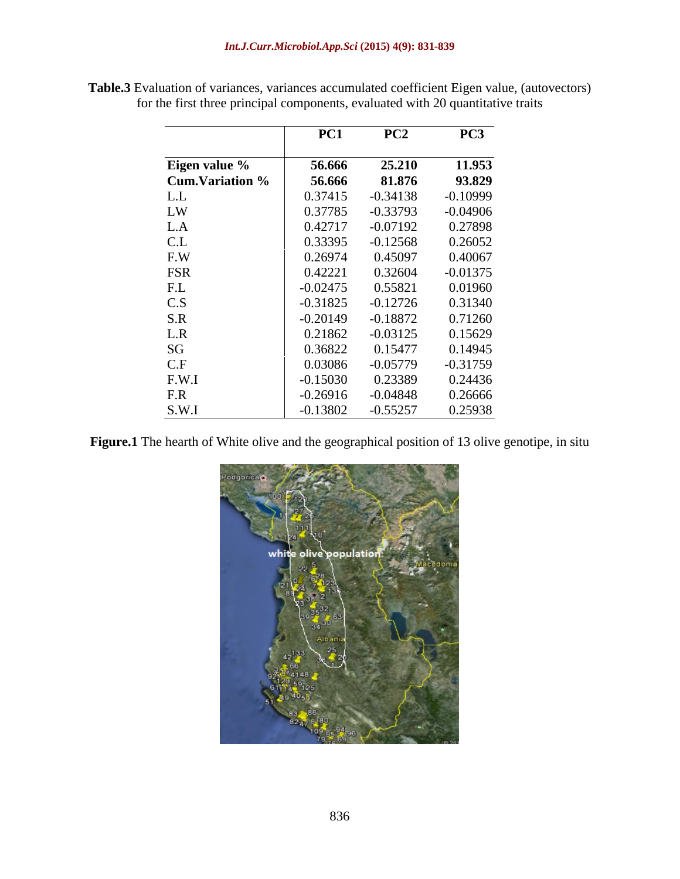**Table.3** Evaluation of variances, variances accumulated coefficient Eigen value, (autovectors) for the first three principal components, evaluated with 20 quantitative traits

| | PC1 | PC2 | PC3 |
|---|---|---|---|
| **Eigen value %** | **56.666** | **25.210** | **11.953** |
| **Cum.Variation %** | **56.666** | **81.876** | **93.829** |
| L.L | 0.37415 | -0.34138 | -0.10999 |
| LW | 0.37785 | -0.33793 | -0.04906 |
| L.A | 0.42717 | -0.07192 | 0.27898 |
| C.L | 0.33395 | -0.12568 | 0.26052 |
| F.W | 0.26974 | 0.45097 | 0.40067 |
| FSR | 0.42221 | 0.32604 | -0.01375 |
| F.L | -0.02475 | 0.55821 | 0.01960 |
| C.S | -0.31825 | -0.12726 | 0.31340 |
| S.R | -0.20149 | -0.18872 | 0.71260 |
| L.R | 0.21862 | -0.03125 | 0.15629 |
| SG | 0.36822 | 0.15477 | 0.14945 |
| C.F | 0.03086 | -0.05779 | -0.31759 |
| F.W.I | -0.15030 | 0.23389 | 0.24436 |
| F.R | -0.26916 | -0.04848 | 0.26666 |
| S.W.I | -0.13802 | -0.55257 | 0.25938 |

**Figure.1** The hearth of White olive and the geographical position of 13 olive genotipe, in situ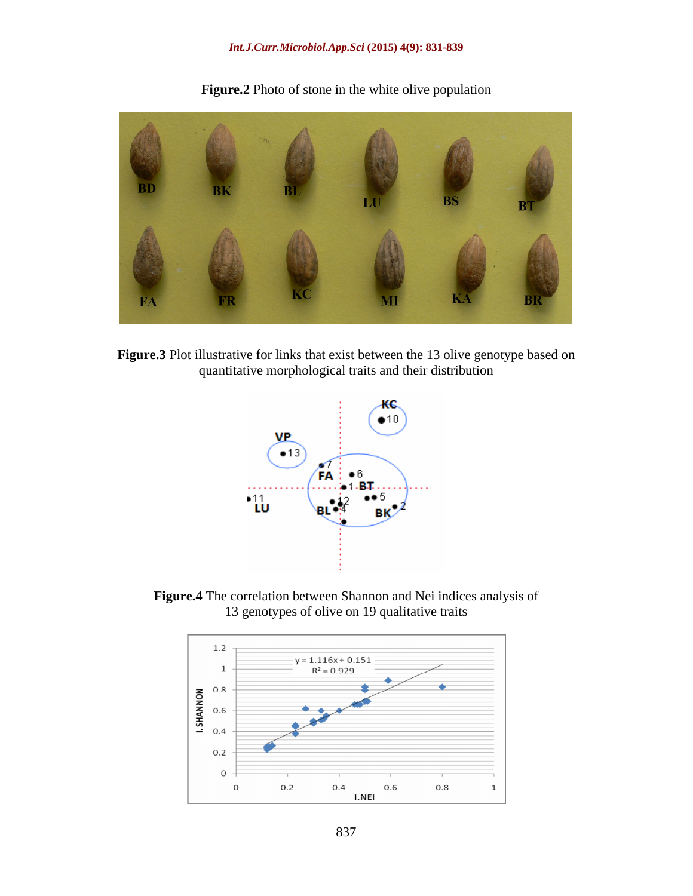**Figure.2** Photo of stone in the white olive population

**Figure.3** Plot illustrative for links that exist between the 13 olive genotype based on quantitative morphological traits and their distribution

**Figure.4** The correlation between Shannon and Nei indices analysis of 13 genotypes of olive on 19 qualitative traits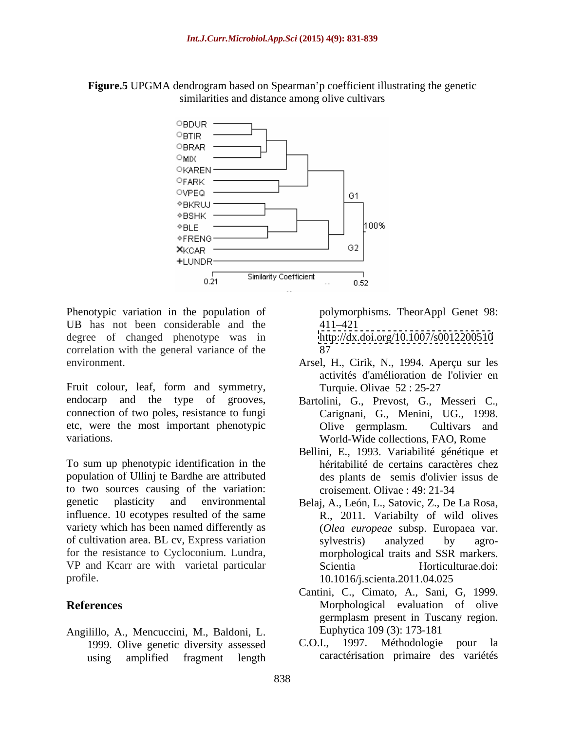**Figure.5** UPGMA dendrogram based on Spearman'p coefficient illustrating the genetic similarities and distance among olive cultivars

Phenotypic variation in the population of UB has not been considerable and the degree of changed phenotype was in correlation with the general variance of the environment.

Fruit colour, leaf, form and symmetry, endocarp and the type of grooves, connection of two poles, resistance to fungi etc, were the most important phenotypic variations.

To sum up phenotypic identification in the population of Ullinj te Bardhe are attributed to two sources causing of the variation: genetic plasticity and environmental influence. 10 ecotypes resulted of the same variety which has been named differently as of cultivation area. BL cv, Express variation for the resistance to Cycloconium. Lundra, VP and Kcarr are with varietal particular profile.

## References

Angilillo, A., Mencuccini, M., Baldoni, L. 1999. Olive genetic diversity assessed using amplified fragment length polymorphisms. TheorAppl Genet 98: 411–421 http://dx.doi.org/10.1007/s001220051087

Arsel, H., Cirik, N., 1994. Aperçu sur les activités d'amélioration de l'olivier en Turquie. Olivae 52 : 25-27

Bartolini, G., Prevost, G., Messeri C., Carignani, G., Menini, UG., 1998. Olive germplasm. Cultivars and World-Wide collections, FAO, Rome

Bellini, E., 1993. Variabilité génétique et héritabilité de certains caractères chez des plants de semis d'olivier issus de croisement. Olivae : 49: 21-34

Belaj, A., León, L., Satovic, Z., De La Rosa, R., 2011. Variabilty of wild olives (*Olea europeae* subsp. Europaea var. sylvestris) analyzed by agro-morphological traits and SSR markers. Scientia Horticulturae.doi: 10.1016/j.scienta.2011.04.025

Cantini, C., Cimato, A., Sani, G, 1999. Morphological evaluation of olive germplasm present in Tuscany region. Euphytica 109 (3): 173-181

C.O.I., 1997. Méthodologie pour la caractérisation primaire des variétés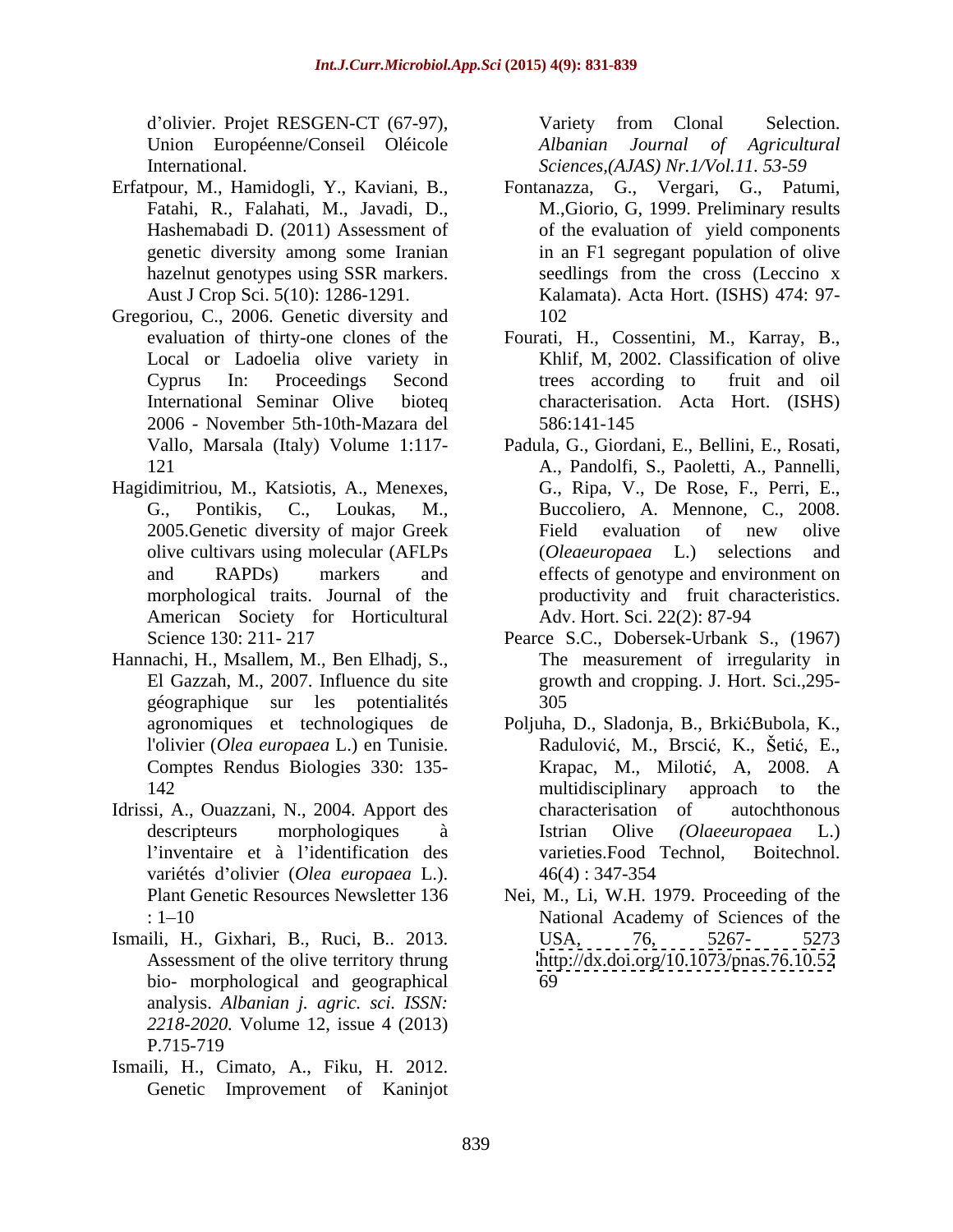d'olivier. Projet RESGEN-CT (67-97), Union Européenne/Conseil Oléicole International.

Erfatpour, M., Hamidogli, Y., Kaviani, B., Fatahi, R., Falahati, M., Javadi, D., Hashemabadi D. (2011) Assessment of genetic diversity among some Iranian hazelnut genotypes using SSR markers. Aust J Crop Sci. 5(10): 1286-1291.

Gregoriou, C., 2006. Genetic diversity and evaluation of thirty-one clones of the Local or Ladoelia olive variety in Cyprus In: Proceedings Second International Seminar Olive bioteq 2006 - November 5th-10th-Mazara del Vallo, Marsala (Italy) Volume 1:117-121

Hagidimitriou, M., Katsiotis, A., Menexes, G., Pontikis, C., Loukas, M., 2005.Genetic diversity of major Greek olive cultivars using molecular (AFLPs and RAPDs) markers and morphological traits. Journal of the American Society for Horticultural Science 130: 211- 217

Hannachi, H., Msallem, M., Ben Elhadj, S., El Gazzah, M., 2007. Influence du site géographique sur les potentialités agronomiques et technologiques de l'olivier (*Olea europaea* L.) en Tunisie. Comptes Rendus Biologies 330: 135-142

Idrissi, A., Ouazzani, N., 2004. Apport des descripteurs morphologiques à l'inventaire et à l'identification des variétés d'olivier (*Olea europaea* L.). Plant Genetic Resources Newsletter 136 : 1–10

Ismaili, H., Gixhari, B., Ruci, B.. 2013. Assessment of the olive territory thrung bio- morphological and geographical analysis. *Albanian j. agric. sci. ISSN: 2218-2020.* Volume 12, issue 4 (2013) P.715-719

Ismaili, H., Cimato, A., Fiku, H. 2012. Genetic Improvement of Kaninjot Variety from Clonal Selection. *Albanian Journal of Agricultural Sciences,(AJAS) Nr.1/Vol.11. 53-59*

Fontanazza, G., Vergari, G., Patumi, M.,Giorio, G, 1999. Preliminary results of the evaluation of yield components in an F1 segregant population of olive seedlings from the cross (Leccino x Kalamata). Acta Hort. (ISHS) 474: 97-102

Fourati, H., Cossentini, M., Karray, B., Khlif, M, 2002. Classification of olive trees according to fruit and oil characterisation. Acta Hort. (ISHS) 586:141-145

Padula, G., Giordani, E., Bellini, E., Rosati, A., Pandolfi, S., Paoletti, A., Pannelli, G., Ripa, V., De Rose, F., Perri, E., Buccoliero, A. Mennone, C., 2008. Field evaluation of new olive (*Oleaeuropaea* L.) selections and effects of genotype and environment on productivity and fruit characteristics. Adv. Hort. Sci. 22(2): 87-94

Pearce S.C., Dobersek-Urbank S., (1967) The measurement of irregularity in growth and cropping. J. Hort. Sci.,295-305

Poljuha, D., Sladonja, B., BrkićBubola, K., Radulović, M., Brscić, K., Šetić, E., Krapac, M., Milotić, A, 2008. A multidisciplinary approach to the characterisation of autochthonous Istrian Olive *(Olaeeuropaea* L.) varieties.Food Technol, Boitechnol. 46(4) : 347-354

Nei, M., Li, W.H. 1979. Proceeding of the National Academy of Sciences of the USA, 76, 5267- 5273 http://dx.doi.org/10.1073/pnas.76.10.5269